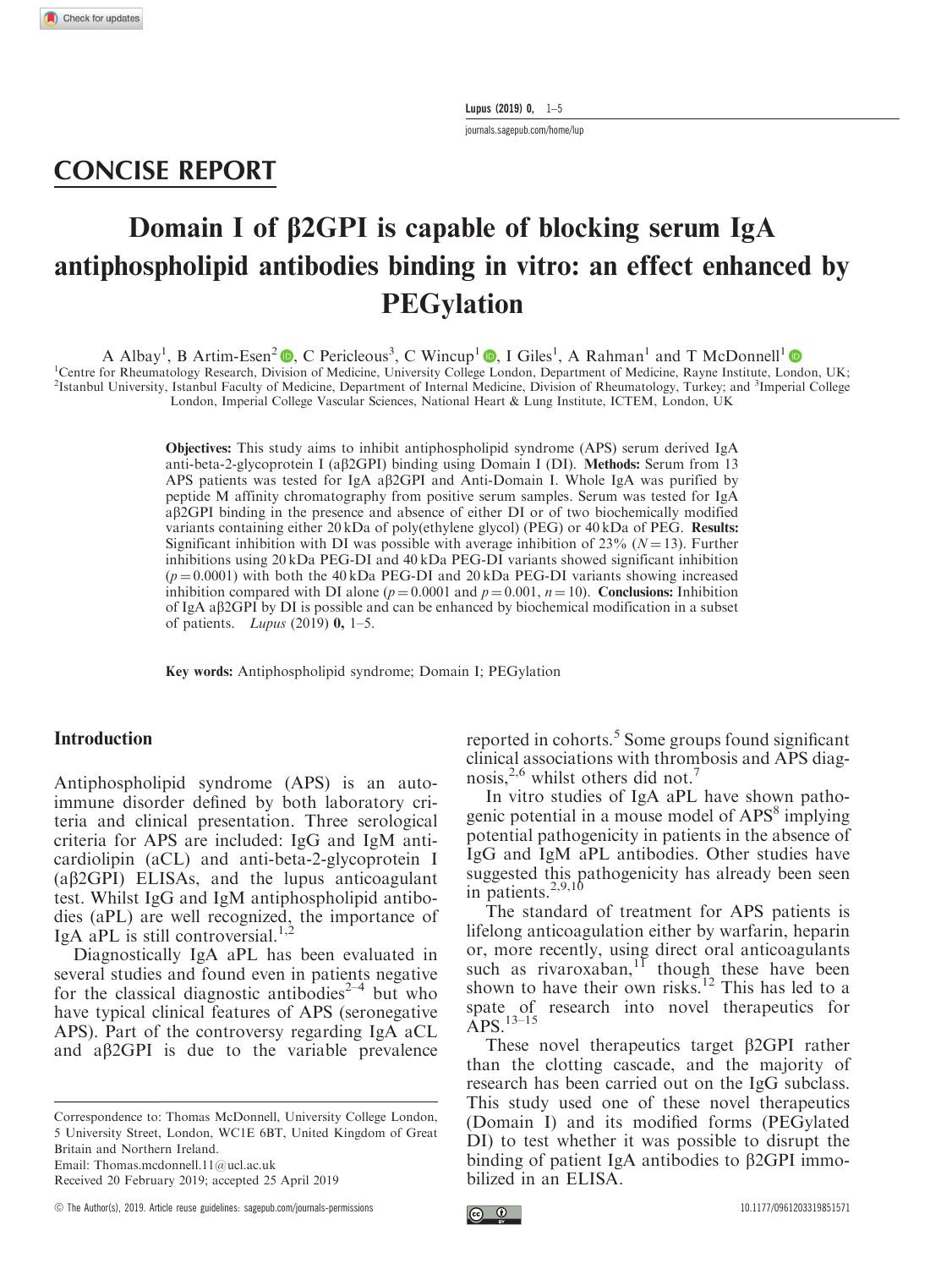CONCISE REPORT

# Domain I of β2GPI is capable of blocking serum IgA antiphospholipid antibodies binding in vitro: an effect enhanced by PEGylation

A Albay[1], B Artim-Esen[2], C Pericleous[3], C Wincup[1], I Giles[1], A Rahman[1] and T McDonnell[1]

[1]Centre for Rheumatology Research, Division of Medicine, University College London, Department of Medicine, Rayne Institute, London, UK; [2]Istanbul University, Istanbul Faculty of Medicine, Department of Internal Medicine, Division of Rheumatology, Turkey; and [3]Imperial College London, Imperial College Vascular Sciences, National Heart & Lung Institute, ICTEM, London, UK

**Objectives:** This study aims to inhibit antiphospholipid syndrome (APS) serum derived IgA anti-beta-2-glycoprotein I (aβ2GPI) binding using Domain I (DI). **Methods:** Serum from 13 APS patients was tested for IgA aβ2GPI and Anti-Domain I. Whole IgA was purified by peptide M affinity chromatography from positive serum samples. Serum was tested for IgA aβ2GPI binding in the presence and absence of either DI or of two biochemically modified variants containing either 20 kDa of poly(ethylene glycol) (PEG) or 40 kDa of PEG. **Results:** Significant inhibition with DI was possible with average inhibition of 23% ($N = 13$). Further inhibitions using 20 kDa PEG-DI and 40 kDa PEG-DI variants showed significant inhibition ($p = 0.0001$) with both the 40 kDa PEG-DI and 20 kDa PEG-DI variants showing increased inhibition compared with DI alone ($p = 0.0001$ and $p = 0.001$, $n = 10$). **Conclusions:** Inhibition of IgA aβ2GPI by DI is possible and can be enhanced by biochemical modification in a subset of patients. *Lupus* (2019) **0,** 1–5.

**Key words:** Antiphospholipid syndrome; Domain I; PEGylation

## Introduction

Antiphospholipid syndrome (APS) is an autoimmune disorder defined by both laboratory criteria and clinical presentation. Three serological criteria for APS are included: IgG and IgM anticardiolipin (aCL) and anti-beta-2-glycoprotein I (aβ2GPI) ELISAs, and the lupus anticoagulant test. Whilst IgG and IgM antiphospholipid antibodies (aPL) are well recognized, the importance of IgA aPL is still controversial.[1,2]

Diagnostically IgA aPL has been evaluated in several studies and found even in patients negative for the classical diagnostic antibodies[2–4] but who have typical clinical features of APS (seronegative APS). Part of the controversy regarding IgA aCL and aβ2GPI is due to the variable prevalence reported in cohorts.[5] Some groups found significant clinical associations with thrombosis and APS diagnosis,[2,6] whilst others did not.[7]

In vitro studies of IgA aPL have shown pathogenic potential in a mouse model of APS[8] implying potential pathogenicity in patients in the absence of IgG and IgM aPL antibodies. Other studies have suggested this pathogenicity has already been seen in patients.[2,9,10]

The standard of treatment for APS patients is lifelong anticoagulation either by warfarin, heparin or, more recently, using direct oral anticoagulants such as rivaroxaban,[11] though these have been shown to have their own risks.[12] This has led to a spate of research into novel therapeutics for APS.[13–15]

These novel therapeutics target β2GPI rather than the clotting cascade, and the majority of research has been carried out on the IgG subclass. This study used one of these novel therapeutics (Domain I) and its modified forms (PEGylated DI) to test whether it was possible to disrupt the binding of patient IgA antibodies to β2GPI immobilized in an ELISA.

Correspondence to: Thomas McDonnell, University College London, 5 University Street, London, WC1E 6BT, United Kingdom of Great Britain and Northern Ireland.
Email: Thomas.mcdonnell.11@ucl.ac.uk
Received 20 February 2019; accepted 25 April 2019

© The Author(s), 2019. Article reuse guidelines: sagepub.com/journals-permissions

10.1177/0961203319851571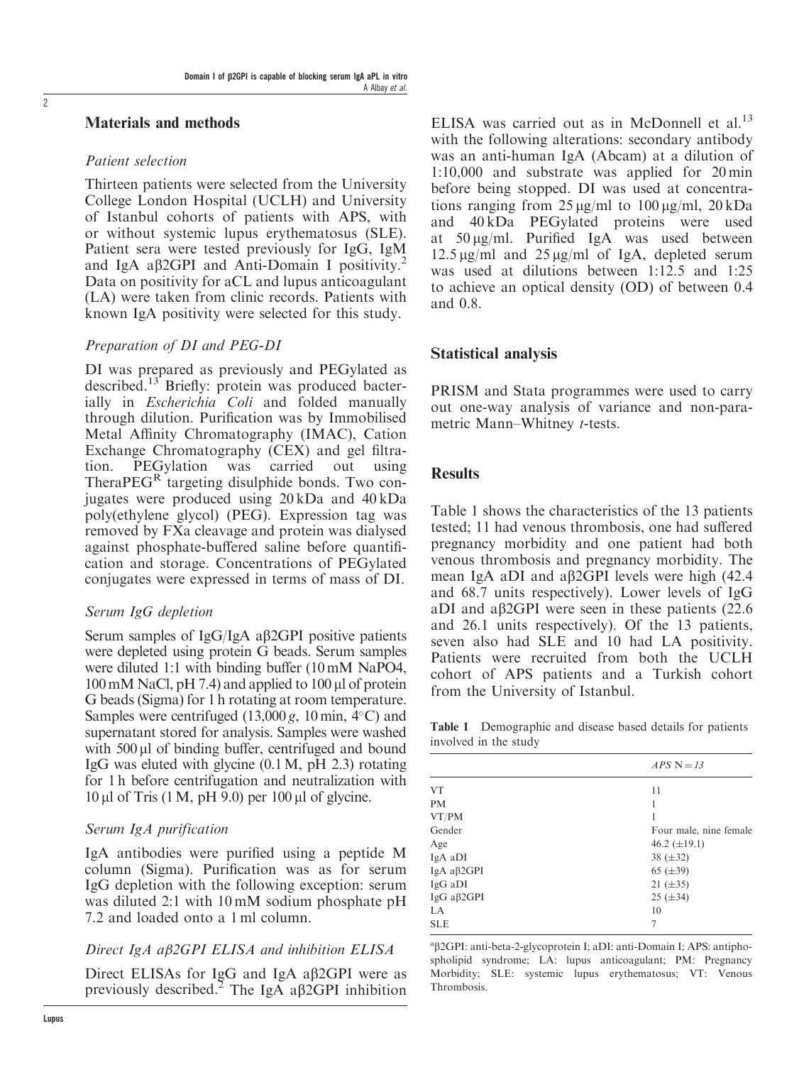## Materials and methods

### *Patient selection*

Thirteen patients were selected from the University College London Hospital (UCLH) and University of Istanbul cohorts of patients with APS, with or without systemic lupus erythematosus (SLE). Patient sera were tested previously for IgG, IgM and IgA aβ2GPI and Anti-Domain I positivity.[2] Data on positivity for aCL and lupus anticoagulant (LA) were taken from clinic records. Patients with known IgA positivity were selected for this study.

### *Preparation of DI and PEG-DI*

DI was prepared as previously and PEGylated as described.[13] Briefly: protein was produced bacterially in *Escherichia Coli* and folded manually through dilution. Purification was by Immobilised Metal Affinity Chromatography (IMAC), Cation Exchange Chromatography (CEX) and gel filtration. PEGylation was carried out using TheraPEG$^R$ targeting disulphide bonds. Two conjugates were produced using 20 kDa and 40 kDa poly(ethylene glycol) (PEG). Expression tag was removed by FXa cleavage and protein was dialysed against phosphate-buffered saline before quantification and storage. Concentrations of PEGylated conjugates were expressed in terms of mass of DI.

### *Serum IgG depletion*

Serum samples of IgG/IgA aβ2GPI positive patients were depleted using protein G beads. Serum samples were diluted 1:1 with binding buffer (10 mM $NaPO_4$, 100 mM NaCl, pH 7.4) and applied to 100 µl of protein G beads (Sigma) for 1 h rotating at room temperature. Samples were centrifuged (13,000 *g*, 10 min, 4°C) and supernatant stored for analysis. Samples were washed with 500 µl of binding buffer, centrifuged and bound IgG was eluted with glycine (0.1 M, pH 2.3) rotating for 1 h before centrifugation and neutralization with 10 µl of Tris (1 M, pH 9.0) per 100 µl of glycine.

### *Serum IgA purification*

IgA antibodies were purified using a peptide M column (Sigma). Purification was as for serum IgG depletion with the following exception: serum was diluted 2:1 with 10 mM sodium phosphate pH 7.2 and loaded onto a 1 ml column.

### *Direct IgA aβ2GPI ELISA and inhibition ELISA*

Direct ELISAs for IgG and IgA aβ2GPI were as previously described.[2] The IgA aβ2GPI inhibition ELISA was carried out as in McDonnell et al.[13] with the following alterations: secondary antibody was an anti-human IgA (Abcam) at a dilution of 1:10,000 and substrate was applied for 20 min before being stopped. DI was used at concentrations ranging from 25 µg/ml to 100 µg/ml, 20 kDa and 40 kDa PEGylated proteins were used at 50 µg/ml. Purified IgA was used between 12.5 µg/ml and 25 µg/ml of IgA, depleted serum was used at dilutions between 1:12.5 and 1:25 to achieve an optical density (OD) of between 0.4 and 0.8.

## Statistical analysis

PRISM and Stata programmes were used to carry out one-way analysis of variance and non-parametric Mann–Whitney *t*-tests.

## Results

Table 1 shows the characteristics of the 13 patients tested; 11 had venous thrombosis, one had suffered pregnancy morbidity and one patient had both venous thrombosis and pregnancy morbidity. The mean IgA aDI and aβ2GPI levels were high (42.4 and 68.7 units respectively). Lower levels of IgG aDI and aβ2GPI were seen in these patients (22.6 and 26.1 units respectively). Of the 13 patients, seven also had SLE and 10 had LA positivity. Patients were recruited from both the UCLH cohort of APS patients and a Turkish cohort from the University of Istanbul.

**Table 1** Demographic and disease based details for patients involved in the study

| | *APS* N = *13* |
|---|---|
| VT | 11 |
| PM | 1 |
| VT/PM | 1 |
| Gender | Four male, nine female |
| Age | 46.2 (±19.1) |
| IgA aDI | 38 (±32) |
| IgA aβ2GPI | 65 (±39) |
| IgG aDI | 21 (±35) |
| IgG aβ2GPI | 25 (±34) |
| LA | 10 |
| SLE | 7 |

[a]β2GPI: anti-beta-2-glycoprotein I; aDI: anti-Domain I; APS: antiphospholipid syndrome; LA: lupus anticoagulant; PM: Pregnancy Morbidity; SLE: systemic lupus erythematosus; VT: Venous Thrombosis.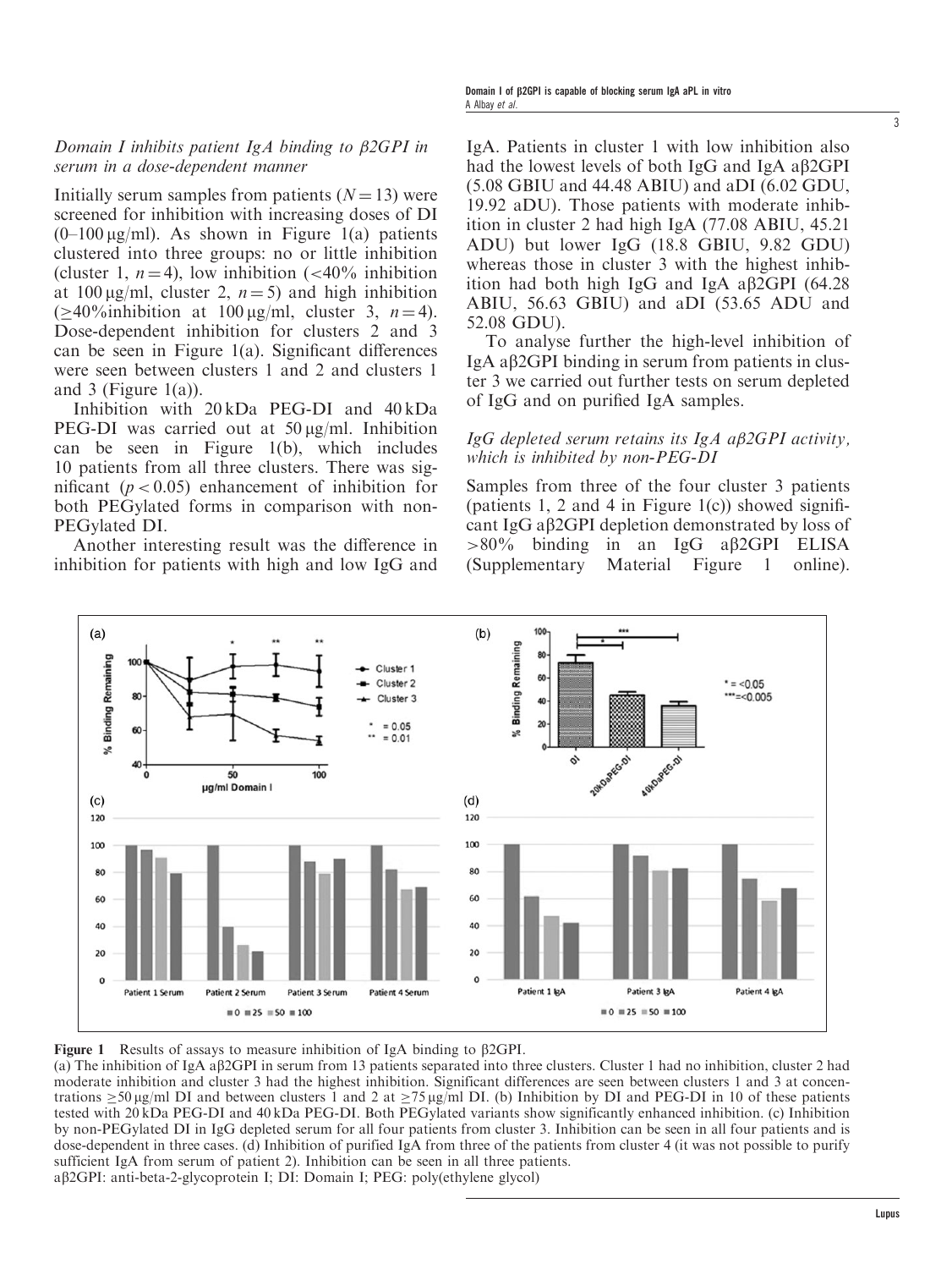### *Domain I inhibits patient IgA binding to β2GPI in serum in a dose-dependent manner*

Initially serum samples from patients ($N = 13$) were screened for inhibition with increasing doses of DI (0–100 µg/ml). As shown in Figure 1(a) patients clustered into three groups: no or little inhibition (cluster 1, $n = 4$), low inhibition (<40% inhibition at 100 µg/ml, cluster 2, $n = 5$) and high inhibition (≥40%inhibition at 100 µg/ml, cluster 3, $n = 4$). Dose-dependent inhibition for clusters 2 and 3 can be seen in Figure 1(a). Significant differences were seen between clusters 1 and 2 and clusters 1 and 3 (Figure 1(a)).

Inhibition with 20 kDa PEG-DI and 40 kDa PEG-DI was carried out at 50 µg/ml. Inhibition can be seen in Figure 1(b), which includes 10 patients from all three clusters. There was significant ($p < 0.05$) enhancement of inhibition for both PEGylated forms in comparison with non-PEGylated DI.

Another interesting result was the difference in inhibition for patients with high and low IgG and IgA. Patients in cluster 1 with low inhibition also had the lowest levels of both IgG and IgA aβ2GPI (5.08 GBIU and 44.48 ABIU) and aDI (6.02 GDU, 19.92 aDU). Those patients with moderate inhibition in cluster 2 had high IgA (77.08 ABIU, 45.21 ADU) but lower IgG (18.8 GBIU, 9.82 GDU) whereas those in cluster 3 with the highest inhibition had both high IgG and IgA aβ2GPI (64.28 ABIU, 56.63 GBIU) and aDI (53.65 ADU and 52.08 GDU).

To analyse further the high-level inhibition of IgA aβ2GPI binding in serum from patients in cluster 3 we carried out further tests on serum depleted of IgG and on purified IgA samples.

### *IgG depleted serum retains its IgA aβ2GPI activity, which is inhibited by non-PEG-DI*

Samples from three of the four cluster 3 patients (patients 1, 2 and 4 in Figure 1(c)) showed significant IgG aβ2GPI depletion demonstrated by loss of >80% binding in an IgG aβ2GPI ELISA (Supplementary Material Figure 1 online).

**Figure 1** Results of assays to measure inhibition of IgA binding to β2GPI.
(a) The inhibition of IgA aβ2GPI in serum from 13 patients separated into three clusters. Cluster 1 had no inhibition, cluster 2 had moderate inhibition and cluster 3 had the highest inhibition. Significant differences are seen between clusters 1 and 3 at concentrations ≥50 µg/ml DI and between clusters 1 and 2 at ≥75 µg/ml DI. (b) Inhibition by DI and PEG-DI in 10 of these patients tested with 20 kDa PEG-DI and 40 kDa PEG-DI. Both PEGylated variants show significantly enhanced inhibition. (c) Inhibition by non-PEGylated DI in IgG depleted serum for all four patients from cluster 3. Inhibition can be seen in all four patients and is dose-dependent in three cases. (d) Inhibition of purified IgA from three of the patients from cluster 4 (it was not possible to purify sufficient IgA from serum of patient 2). Inhibition can be seen in all three patients.
aβ2GPI: anti-beta-2-glycoprotein I; DI: Domain I; PEG: poly(ethylene glycol)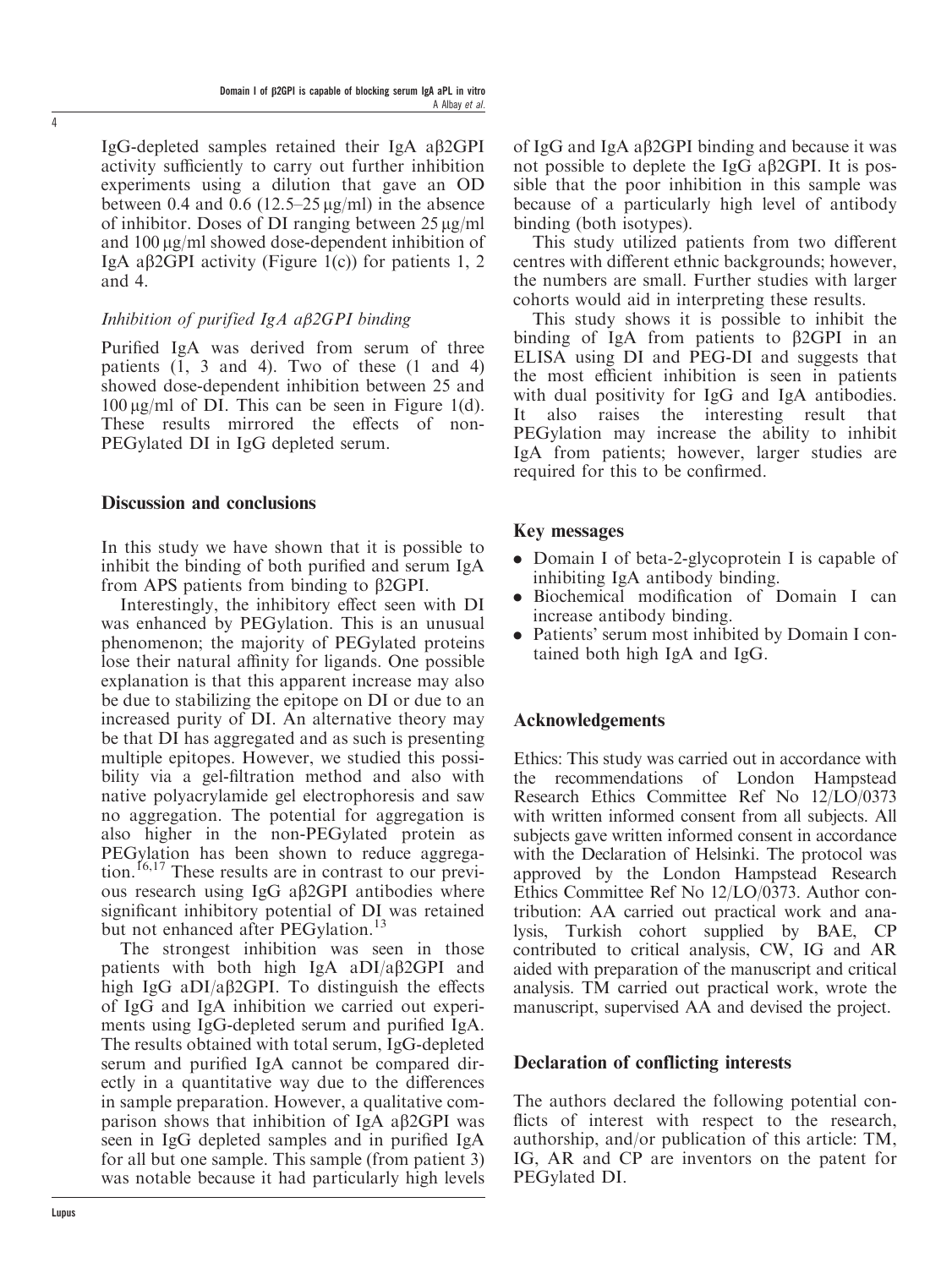IgG-depleted samples retained their IgA aβ2GPI activity sufficiently to carry out further inhibition experiments using a dilution that gave an OD between 0.4 and 0.6 (12.5–25 μg/ml) in the absence of inhibitor. Doses of DI ranging between 25 μg/ml and 100 μg/ml showed dose-dependent inhibition of IgA aβ2GPI activity (Figure 1(c)) for patients 1, 2 and 4.

### *Inhibition of purified IgA aβ2GPI binding*

Purified IgA was derived from serum of three patients (1, 3 and 4). Two of these (1 and 4) showed dose-dependent inhibition between 25 and 100 μg/ml of DI. This can be seen in Figure 1(d). These results mirrored the effects of non-PEGylated DI in IgG depleted serum.

## Discussion and conclusions

In this study we have shown that it is possible to inhibit the binding of both purified and serum IgA from APS patients from binding to β2GPI.

Interestingly, the inhibitory effect seen with DI was enhanced by PEGylation. This is an unusual phenomenon; the majority of PEGylated proteins lose their natural affinity for ligands. One possible explanation is that this apparent increase may also be due to stabilizing the epitope on DI or due to an increased purity of DI. An alternative theory may be that DI has aggregated and as such is presenting multiple epitopes. However, we studied this possibility via a gel-filtration method and also with native polyacrylamide gel electrophoresis and saw no aggregation. The potential for aggregation is also higher in the non-PEGylated protein as PEGylation has been shown to reduce aggregation.[16,17] These results are in contrast to our previous research using IgG aβ2GPI antibodies where significant inhibitory potential of DI was retained but not enhanced after PEGylation.[13]

The strongest inhibition was seen in those patients with both high IgA aDI/aβ2GPI and high IgG aDI/aβ2GPI. To distinguish the effects of IgG and IgA inhibition we carried out experiments using IgG-depleted serum and purified IgA. The results obtained with total serum, IgG-depleted serum and purified IgA cannot be compared directly in a quantitative way due to the differences in sample preparation. However, a qualitative comparison shows that inhibition of IgA aβ2GPI was seen in IgG depleted samples and in purified IgA for all but one sample. This sample (from patient 3) was notable because it had particularly high levels of IgG and IgA aβ2GPI binding and because it was not possible to deplete the IgG aβ2GPI. It is possible that the poor inhibition in this sample was because of a particularly high level of antibody binding (both isotypes).

This study utilized patients from two different centres with different ethnic backgrounds; however, the numbers are small. Further studies with larger cohorts would aid in interpreting these results.

This study shows it is possible to inhibit the binding of IgA from patients to β2GPI in an ELISA using DI and PEG-DI and suggests that the most efficient inhibition is seen in patients with dual positivity for IgG and IgA antibodies. It also raises the interesting result that PEGylation may increase the ability to inhibit IgA from patients; however, larger studies are required for this to be confirmed.

## Key messages

- Domain I of beta-2-glycoprotein I is capable of inhibiting IgA antibody binding.
- Biochemical modification of Domain I can increase antibody binding.
- Patients' serum most inhibited by Domain I contained both high IgA and IgG.

## Acknowledgements

Ethics: This study was carried out in accordance with the recommendations of London Hampstead Research Ethics Committee Ref No 12/LO/0373 with written informed consent from all subjects. All subjects gave written informed consent in accordance with the Declaration of Helsinki. The protocol was approved by the London Hampstead Research Ethics Committee Ref No 12/LO/0373. Author contribution: AA carried out practical work and analysis, Turkish cohort supplied by BAE, CP contributed to critical analysis, CW, IG and AR aided with preparation of the manuscript and critical analysis. TM carried out practical work, wrote the manuscript, supervised AA and devised the project.

## Declaration of conflicting interests

The authors declared the following potential conflicts of interest with respect to the research, authorship, and/or publication of this article: TM, IG, AR and CP are inventors on the patent for PEGylated DI.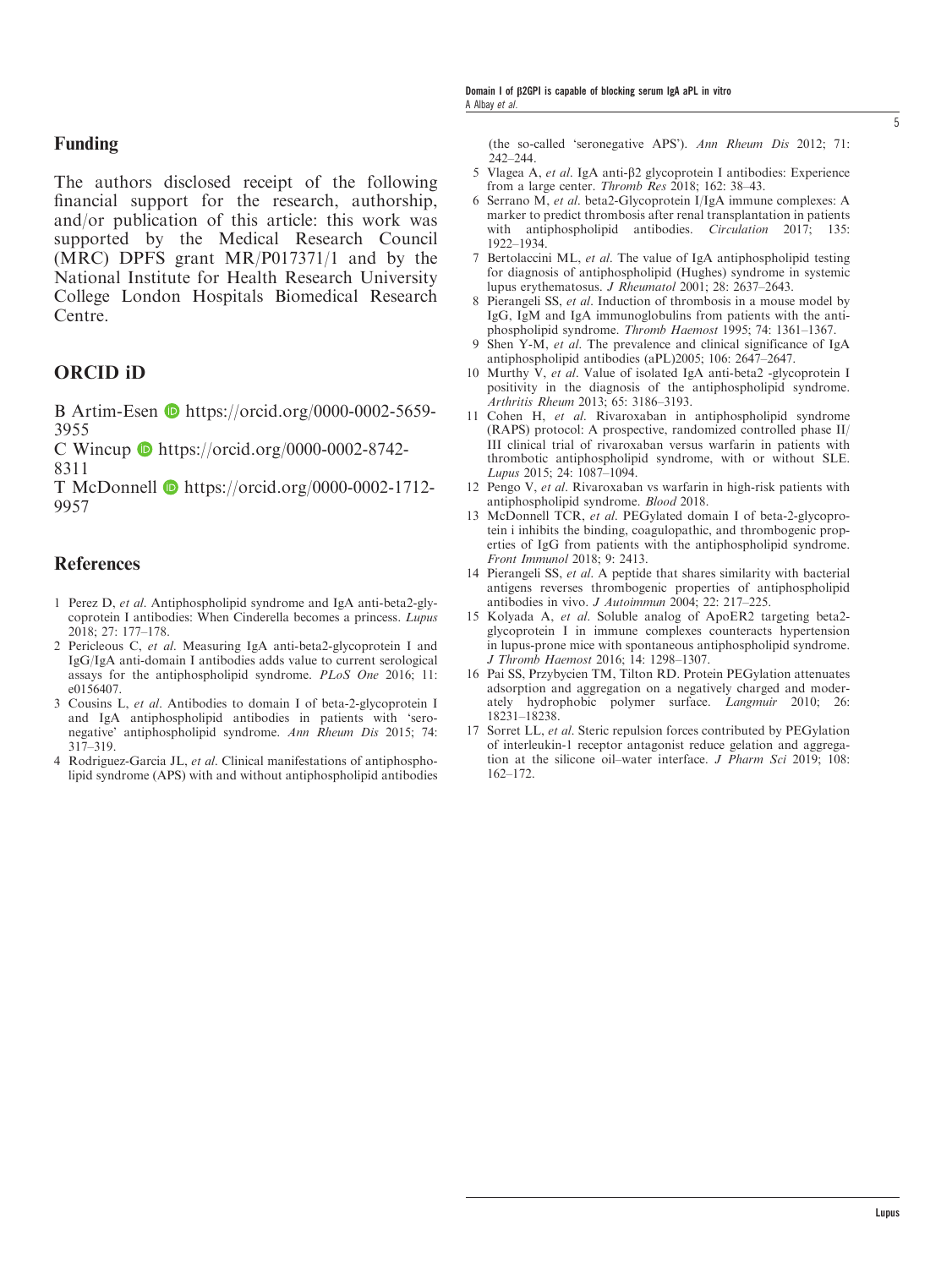## Funding

The authors disclosed receipt of the following financial support for the research, authorship, and/or publication of this article: this work was supported by the Medical Research Council (MRC) DPFS grant MR/P017371/1 and by the National Institute for Health Research University College London Hospitals Biomedical Research Centre.

## ORCID iD

B Artim-Esen https://orcid.org/0000-0002-5659-3955

C Wincup https://orcid.org/0000-0002-8742-8311

T McDonnell https://orcid.org/0000-0002-1712-9957

## References

1. Perez D, *et al*. Antiphospholipid syndrome and IgA anti-beta2-glycoprotein I antibodies: When Cinderella becomes a princess. *Lupus* 2018; 27: 177–178.
2. Pericleous C, *et al*. Measuring IgA anti-beta2-glycoprotein I and IgG/IgA anti-domain I antibodies adds value to current serological assays for the antiphospholipid syndrome. *PLoS One* 2016; 11: e0156407.
3. Cousins L, *et al*. Antibodies to domain I of beta-2-glycoprotein I and IgA antiphospholipid antibodies in patients with 'seronegative' antiphospholipid syndrome. *Ann Rheum Dis* 2015; 74: 317–319.
4. Rodriguez-Garcia JL, *et al*. Clinical manifestations of antiphospholipid syndrome (APS) with and without antiphospholipid antibodies (the so-called 'seronegative APS'). *Ann Rheum Dis* 2012; 71: 242–244.
5. Vlagea A, *et al*. IgA anti-β2 glycoprotein I antibodies: Experience from a large center. *Thromb Res* 2018; 162: 38–43.
6. Serrano M, *et al*. beta2-Glycoprotein I/IgA immune complexes: A marker to predict thrombosis after renal transplantation in patients with antiphospholipid antibodies. *Circulation* 2017; 135: 1922–1934.
7. Bertolaccini ML, *et al*. The value of IgA antiphospholipid testing for diagnosis of antiphospholipid (Hughes) syndrome in systemic lupus erythematosus. *J Rheumatol* 2001; 28: 2637–2643.
8. Pierangeli SS, *et al*. Induction of thrombosis in a mouse model by IgG, IgM and IgA immunoglobulins from patients with the antiphospholipid syndrome. *Thromb Haemost* 1995; 74: 1361–1367.
9. Shen Y-M, *et al*. The prevalence and clinical significance of IgA antiphospholipid antibodies (aPL)2005; 106: 2647–2647.
10. Murthy V, *et al*. Value of isolated IgA anti-beta2 -glycoprotein I positivity in the diagnosis of the antiphospholipid syndrome. *Arthritis Rheum* 2013; 65: 3186–3193.
11. Cohen H, *et al*. Rivaroxaban in antiphospholipid syndrome (RAPS) protocol: A prospective, randomized controlled phase II/III clinical trial of rivaroxaban versus warfarin in patients with thrombotic antiphospholipid syndrome, with or without SLE. *Lupus* 2015; 24: 1087–1094.
12. Pengo V, *et al*. Rivaroxaban vs warfarin in high-risk patients with antiphospholipid syndrome. *Blood* 2018.
13. McDonnell TCR, *et al*. PEGylated domain I of beta-2-glycoprotein i inhibits the binding, coagulopathic, and thrombogenic properties of IgG from patients with the antiphospholipid syndrome. *Front Immunol* 2018; 9: 2413.
14. Pierangeli SS, *et al*. A peptide that shares similarity with bacterial antigens reverses thrombogenic properties of antiphospholipid antibodies in vivo. *J Autoimmun* 2004; 22: 217–225.
15. Kolyada A, *et al*. Soluble analog of ApoER2 targeting beta2-glycoprotein I in immune complexes counteracts hypertension in lupus-prone mice with spontaneous antiphospholipid syndrome. *J Thromb Haemost* 2016; 14: 1298–1307.
16. Pai SS, Przybycien TM, Tilton RD. Protein PEGylation attenuates adsorption and aggregation on a negatively charged and moderately hydrophobic polymer surface. *Langmuir* 2010; 26: 18231–18238.
17. Sorret LL, *et al*. Steric repulsion forces contributed by PEGylation of interleukin-1 receptor antagonist reduce gelation and aggregation at the silicone oil–water interface. *J Pharm Sci* 2019; 108: 162–172.